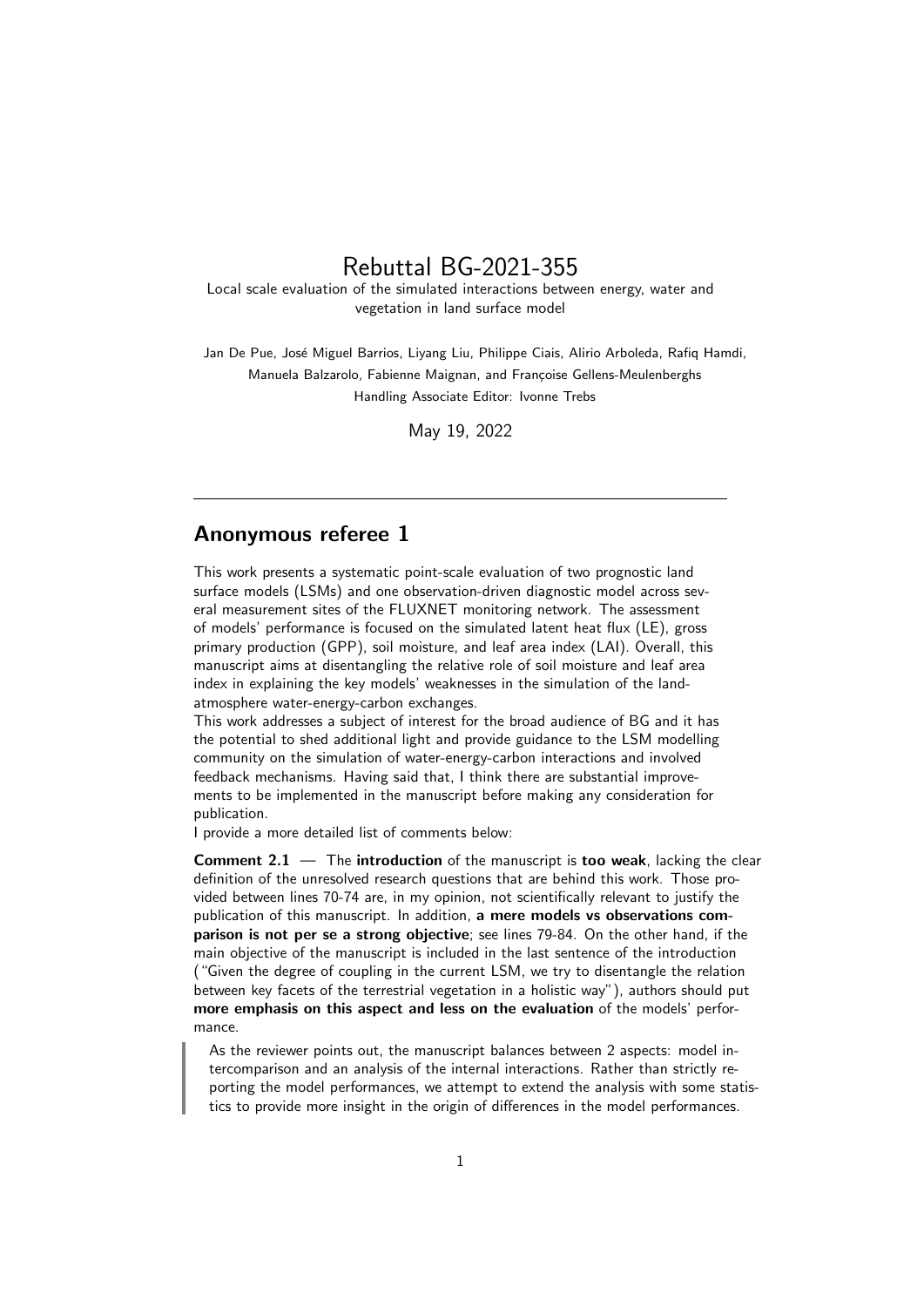// Rebuttal BG-2021-355

Local scale evaluation of the simulated interactions between energy, water and vegetation in land surface model

Jan De Pue, José Miguel Barrios, Liyang Liu, Philippe Ciais, Alirio Arboleda, Rafiq Hamdi, Manuela Balzarolo, Fabienne Maignan, and Françoise Gellens-Meulenberghs

Handling Associate Editor: Ivonne Trebs

May 19, 2022

---

## Anonymous referee 1

This work presents a systematic point-scale evaluation of two prognostic land surface models (LSMs) and one observation-driven diagnostic model across several measurement sites of the FLUXNET monitoring network. The assessment of models' performance is focused on the simulated latent heat flux (LE), gross primary production (GPP), soil moisture, and leaf area index (LAI). Overall, this manuscript aims at disentangling the relative role of soil moisture and leaf area index in explaining the key models' weaknesses in the simulation of the land-atmosphere water-energy-carbon exchanges.

This work addresses a subject of interest for the broad audience of BG and it has the potential to shed additional light and provide guidance to the LSM modelling community on the simulation of water-energy-carbon interactions and involved feedback mechanisms. Having said that, I think there are substantial improvements to be implemented in the manuscript before making any consideration for publication.

I provide a more detailed list of comments below:

**Comment 2.1** — The **introduction** of the manuscript is **too weak**, lacking the clear definition of the unresolved research questions that are behind this work. Those provided between lines 70-74 are, in my opinion, not scientifically relevant to justify the publication of this manuscript. In addition, **a mere models vs observations comparison is not per se a strong objective**; see lines 79-84. On the other hand, if the main objective of the manuscript is included in the last sentence of the introduction ("Given the degree of coupling in the current LSM, we try to disentangle the relation between key facets of the terrestrial vegetation in a holistic way"), authors should put **more emphasis on this aspect and less on the evaluation** of the models' performance.

> As the reviewer points out, the manuscript balances between 2 aspects: model intercomparison and an analysis of the internal interactions. Rather than strictly reporting the model performances, we attempt to extend the analysis with some statistics to provide more insight in the origin of differences in the model performances.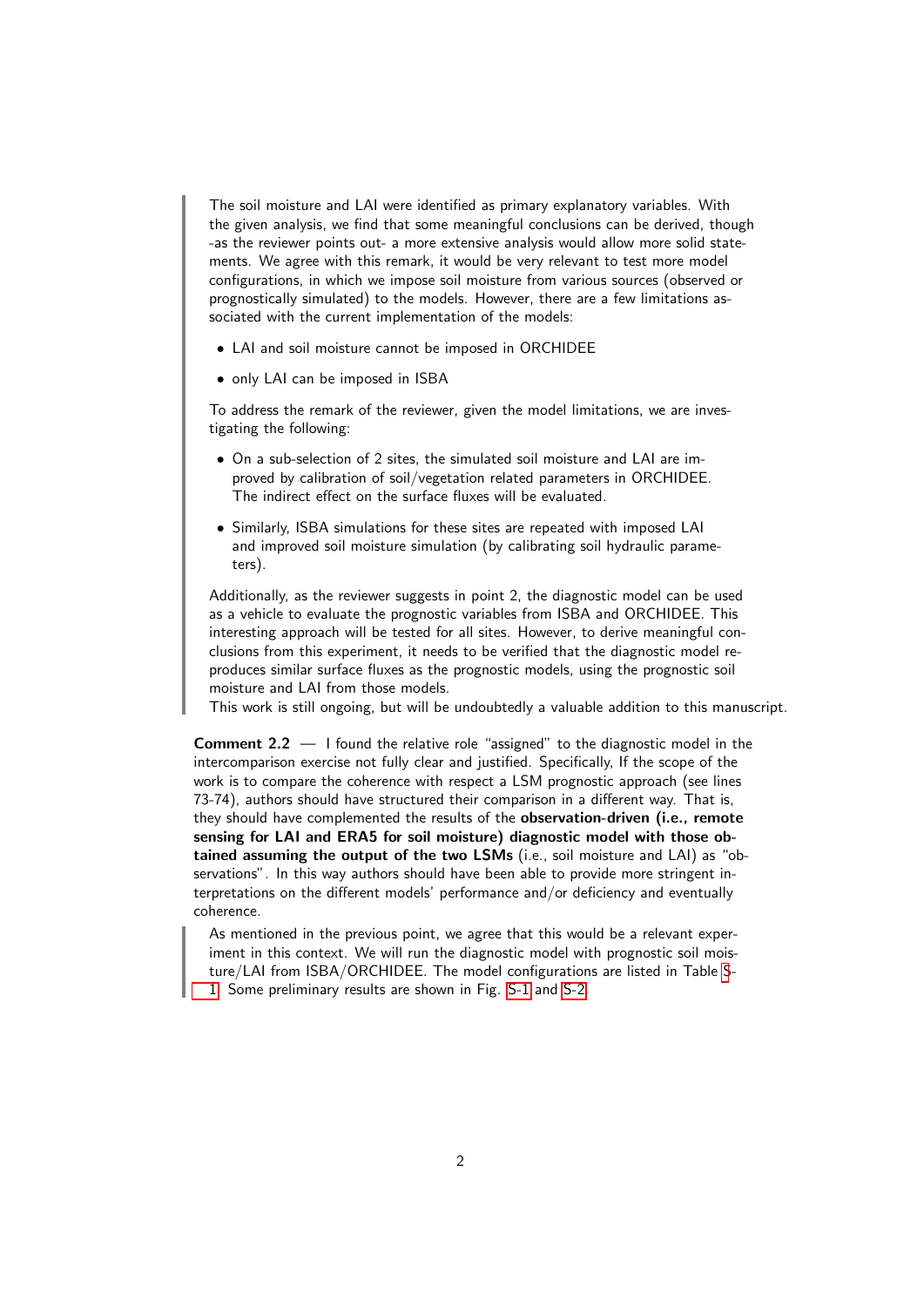> The soil moisture and LAI were identified as primary explanatory variables. With the given analysis, we find that some meaningful conclusions can be derived, though -as the reviewer points out- a more extensive analysis would allow more solid statements. We agree with this remark, it would be very relevant to test more model configurations, in which we impose soil moisture from various sources (observed or prognostically simulated) to the models. However, there are a few limitations associated with the current implementation of the models:
>
> - LAI and soil moisture cannot be imposed in ORCHIDEE
> - only LAI can be imposed in ISBA
>
> To address the remark of the reviewer, given the model limitations, we are investigating the following:
>
> - On a sub-selection of 2 sites, the simulated soil moisture and LAI are improved by calibration of soil/vegetation related parameters in ORCHIDEE. The indirect effect on the surface fluxes will be evaluated.
> - Similarly, ISBA simulations for these sites are repeated with imposed LAI and improved soil moisture simulation (by calibrating soil hydraulic parameters).
>
> Additionally, as the reviewer suggests in point 2, the diagnostic model can be used as a vehicle to evaluate the prognostic variables from ISBA and ORCHIDEE. This interesting approach will be tested for all sites. However, to derive meaningful conclusions from this experiment, it needs to be verified that the diagnostic model reproduces similar surface fluxes as the prognostic models, using the prognostic soil moisture and LAI from those models.
> This work is still ongoing, but will be undoubtedly a valuable addition to this manuscript.

**Comment 2.2** — I found the relative role "assigned" to the diagnostic model in the intercomparison exercise not fully clear and justified. Specifically, If the scope of the work is to compare the coherence with respect a LSM prognostic approach (see lines 73-74), authors should have structured their comparison in a different way. That is, they should have complemented the results of the **observation-driven (i.e., remote sensing for LAI and ERA5 for soil moisture) diagnostic model with those obtained assuming the output of the two LSMs** (i.e., soil moisture and LAI) as "observations". In this way authors should have been able to provide more stringent interpretations on the different models' performance and/or deficiency and eventually coherence.

> As mentioned in the previous point, we agree that this would be a relevant experiment in this context. We will run the diagnostic model with prognostic soil moisture/LAI from ISBA/ORCHIDEE. The model configurations are listed in Table S-1. Some preliminary results are shown in Fig. S-1 and S-2.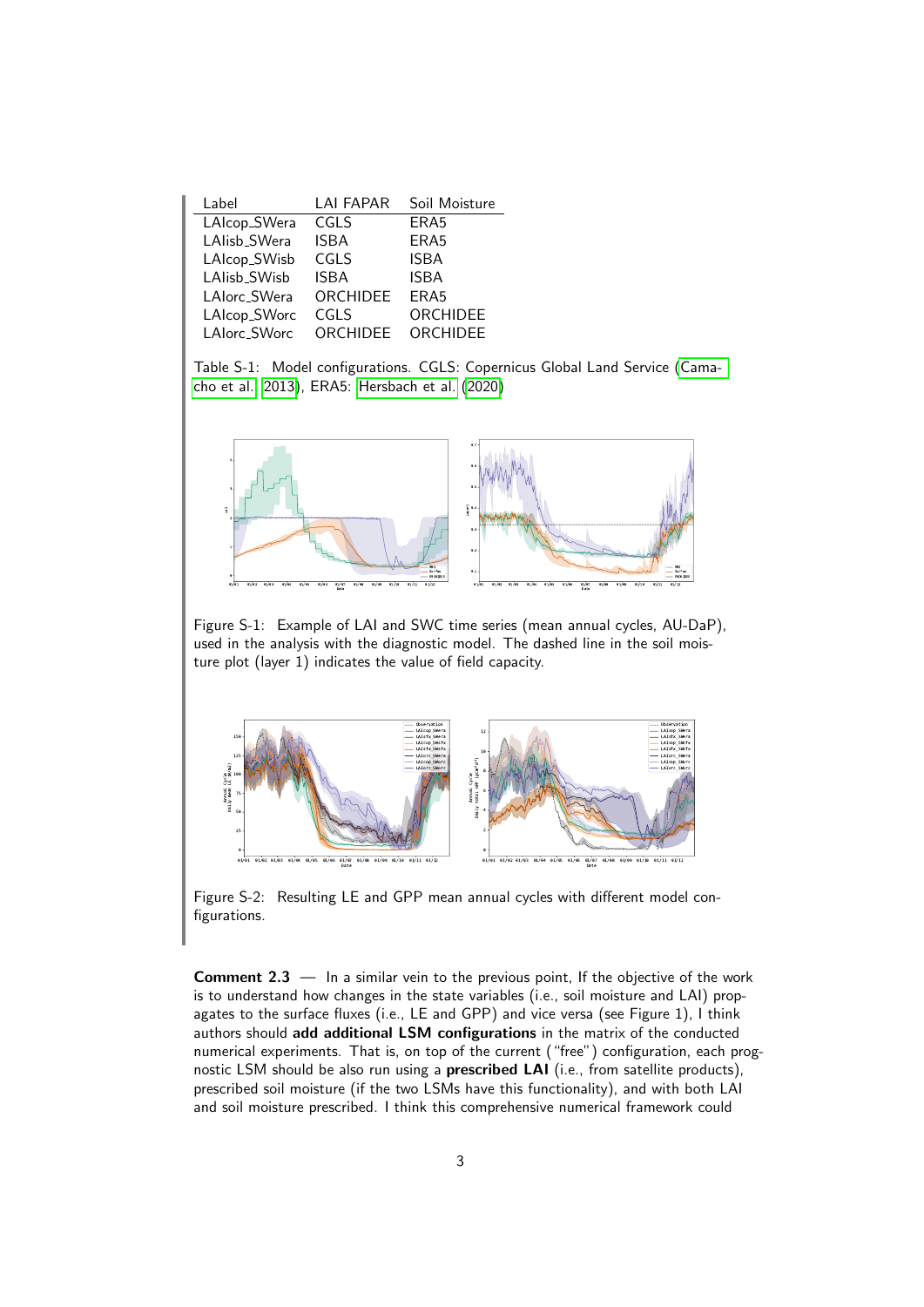| Label | LAI FAPAR | Soil Moisture |
|---|---|---|
| LAIcop_SWera | CGLS | ERA5 |
| LAIisb_SWera | ISBA | ERA5 |
| LAIcop_SWisb | CGLS | ISBA |
| LAIisb_SWisb | ISBA | ISBA |
| LAIorc_SWera | ORCHIDEE | ERA5 |
| LAIcop_SWorc | CGLS | ORCHIDEE |
| LAIorc_SWorc | ORCHIDEE | ORCHIDEE |

Table S-1: Model configurations. CGLS: Copernicus Global Land Service (Camacho et al. 2013), ERA5: Hersbach et al. (2020)

Figure S-1: Example of LAI and SWC time series (mean annual cycles, AU-DaP), used in the analysis with the diagnostic model. The dashed line in the soil moisture plot (layer 1) indicates the value of field capacity.

Figure S-2: Resulting LE and GPP mean annual cycles with different model configurations.

**Comment 2.3** — In a similar vein to the previous point, If the objective of the work is to understand how changes in the state variables (i.e., soil moisture and LAI) propagates to the surface fluxes (i.e., LE and GPP) and vice versa (see Figure 1), I think authors should **add additional LSM configurations** in the matrix of the conducted numerical experiments. That is, on top of the current ("free") configuration, each prognostic LSM should be also run using a **prescribed LAI** (i.e., from satellite products), prescribed soil moisture (if the two LSMs have this functionality), and with both LAI and soil moisture prescribed. I think this comprehensive numerical framework could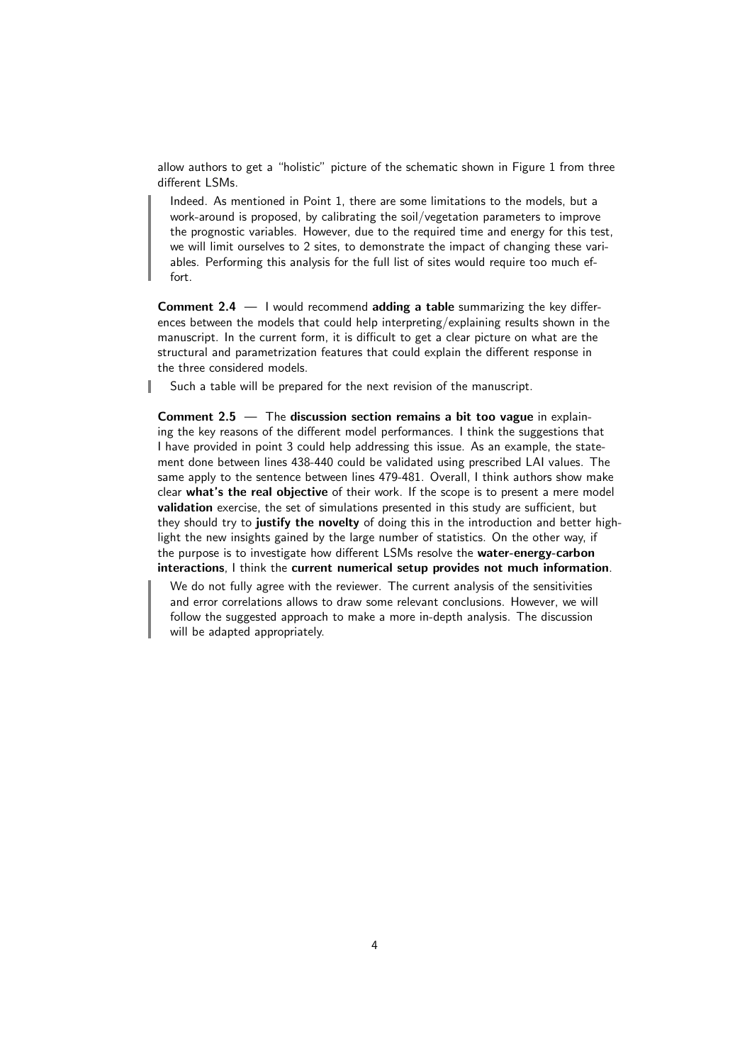allow authors to get a "holistic" picture of the schematic shown in Figure 1 from three different LSMs.

> Indeed. As mentioned in Point 1, there are some limitations to the models, but a work-around is proposed, by calibrating the soil/vegetation parameters to improve the prognostic variables. However, due to the required time and energy for this test, we will limit ourselves to 2 sites, to demonstrate the impact of changing these variables. Performing this analysis for the full list of sites would require too much effort.

**Comment 2.4** — I would recommend **adding a table** summarizing the key differences between the models that could help interpreting/explaining results shown in the manuscript. In the current form, it is difficult to get a clear picture on what are the structural and parametrization features that could explain the different response in the three considered models.

> Such a table will be prepared for the next revision of the manuscript.

**Comment 2.5** — The **discussion section remains a bit too vague** in explaining the key reasons of the different model performances. I think the suggestions that I have provided in point 3 could help addressing this issue. As an example, the statement done between lines 438-440 could be validated using prescribed LAI values. The same apply to the sentence between lines 479-481. Overall, I think authors show make clear **what's the real objective** of their work. If the scope is to present a mere model **validation** exercise, the set of simulations presented in this study are sufficient, but they should try to **justify the novelty** of doing this in the introduction and better highlight the new insights gained by the large number of statistics. On the other way, if the purpose is to investigate how different LSMs resolve the **water-energy-carbon interactions**, I think the **current numerical setup provides not much information**.

> We do not fully agree with the reviewer. The current analysis of the sensitivities and error correlations allows to draw some relevant conclusions. However, we will follow the suggested approach to make a more in-depth analysis. The discussion will be adapted appropriately.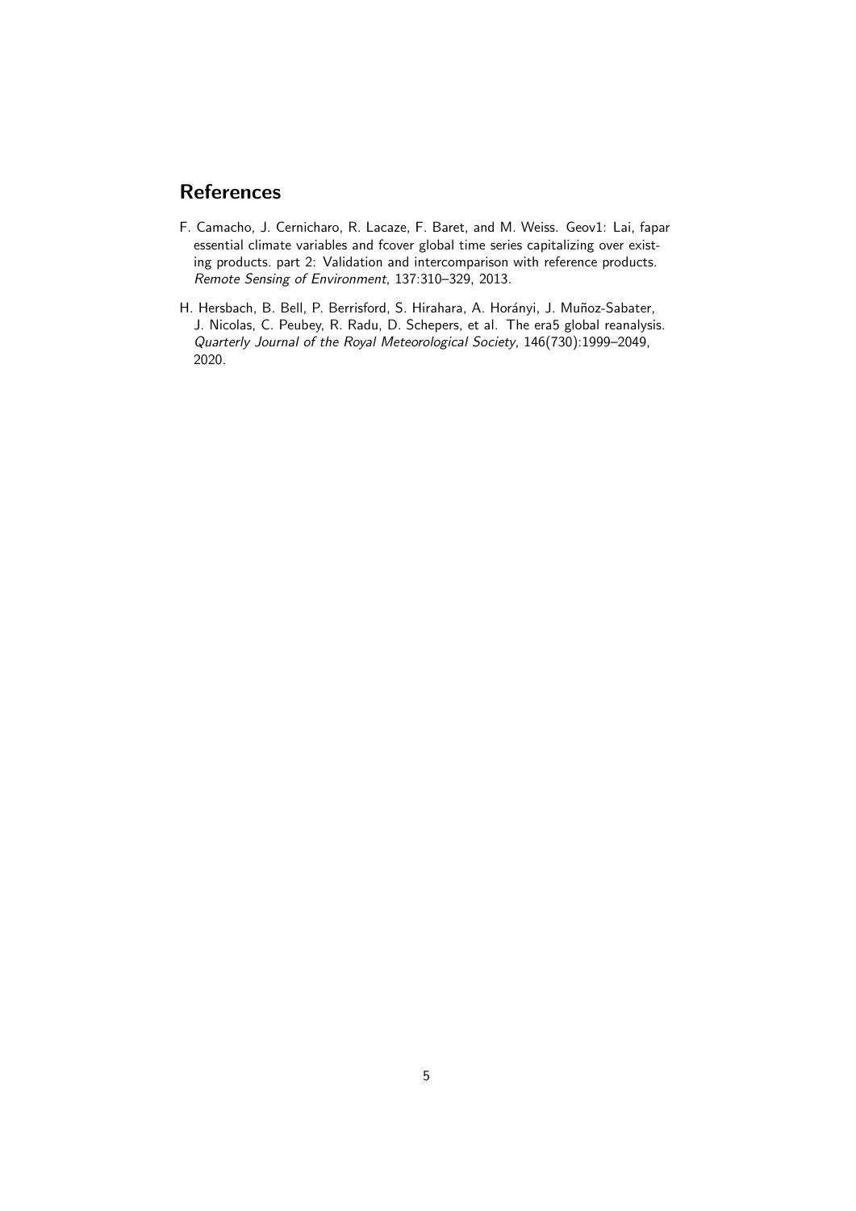## References

F. Camacho, J. Cernicharo, R. Lacaze, F. Baret, and M. Weiss. Geov1: Lai, fapar essential climate variables and fcover global time series capitalizing over existing products. part 2: Validation and intercomparison with reference products. *Remote Sensing of Environment*, 137:310–329, 2013.

H. Hersbach, B. Bell, P. Berrisford, S. Hirahara, A. Horányi, J. Muñoz-Sabater, J. Nicolas, C. Peubey, R. Radu, D. Schepers, et al. The era5 global reanalysis. *Quarterly Journal of the Royal Meteorological Society*, 146(730):1999–2049, 2020.